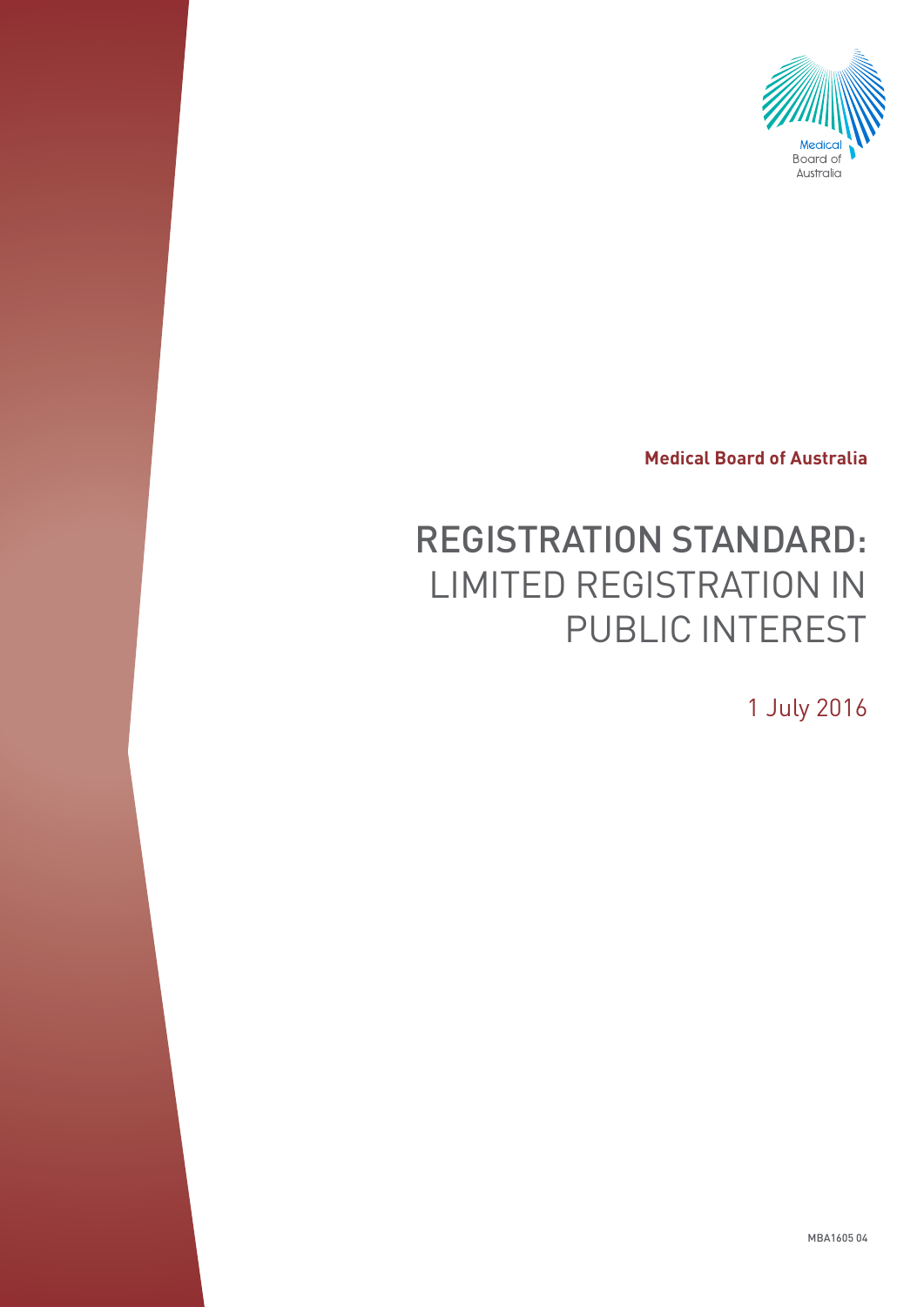**Medical Board of Australia**

# REGISTRATION STANDARD: LIMITED REGISTRATION IN PUBLIC INTEREST

1 July 2016

MBA1605 04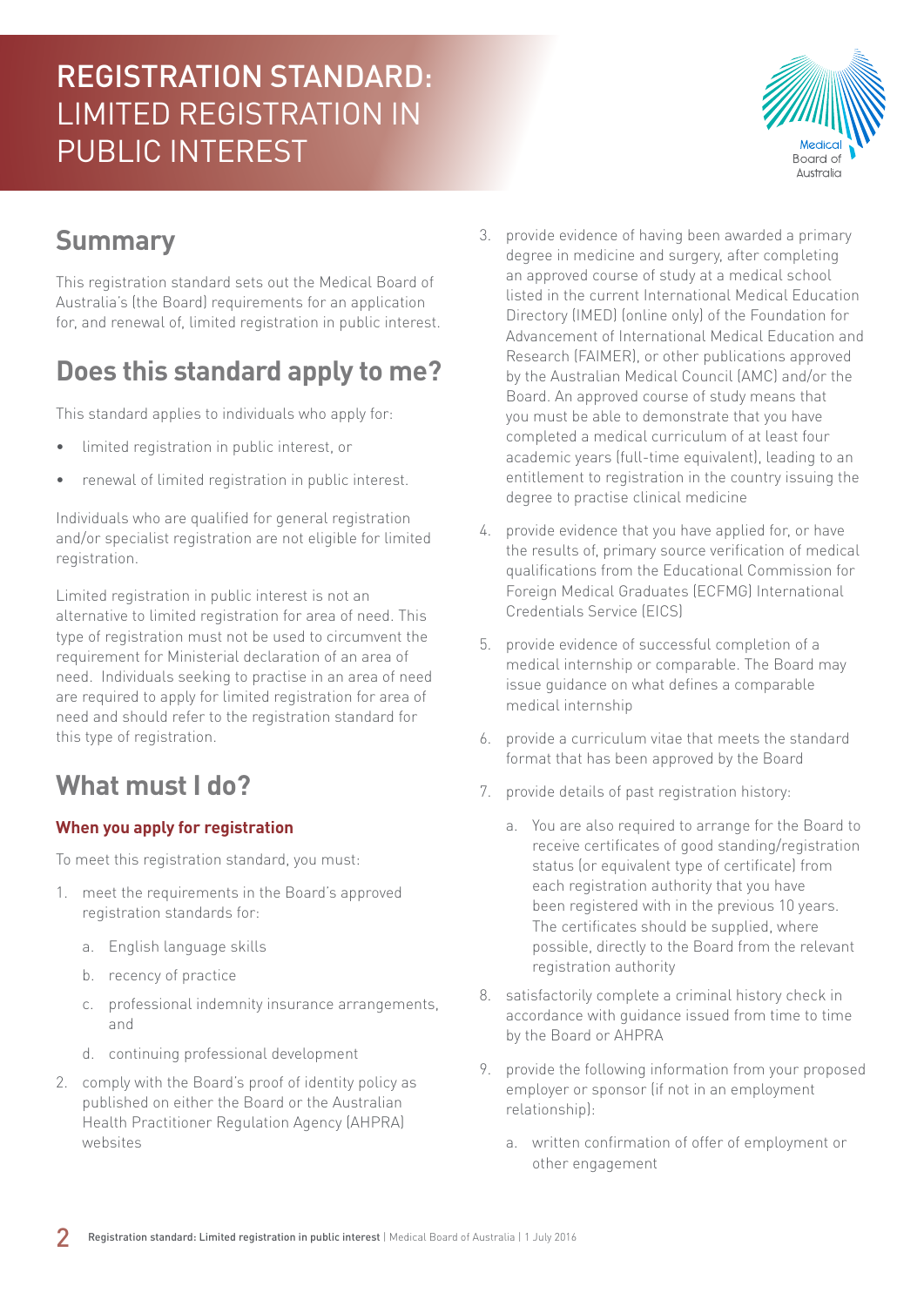# REGISTRATION STANDARD: LIMITED REGISTRATION IN PUBLIC INTEREST

## Summary

This registration standard sets out the Medical Board of Australia's (the Board) requirements for an application for, and renewal of, limited registration in public interest.

## Does this standard apply to me?

This standard applies to individuals who apply for:

- limited registration in public interest, or
- renewal of limited registration in public interest.

Individuals who are qualified for general registration and/or specialist registration are not eligible for limited registration.

Limited registration in public interest is not an alternative to limited registration for area of need. This type of registration must not be used to circumvent the requirement for Ministerial declaration of an area of need. Individuals seeking to practise in an area of need are required to apply for limited registration for area of need and should refer to the registration standard for this type of registration.

## What must I do?

### When you apply for registration

To meet this registration standard, you must:

1. meet the requirements in the Board's approved registration standards for:
   a. English language skills
   b. recency of practice
   c. professional indemnity insurance arrangements, and
   d. continuing professional development
2. comply with the Board's proof of identity policy as published on either the Board or the Australian Health Practitioner Regulation Agency (AHPRA) websites
3. provide evidence of having been awarded a primary degree in medicine and surgery, after completing an approved course of study at a medical school listed in the current International Medical Education Directory (IMED) (online only) of the Foundation for Advancement of International Medical Education and Research (FAIMER), or other publications approved by the Australian Medical Council (AMC) and/or the Board. An approved course of study means that you must be able to demonstrate that you have completed a medical curriculum of at least four academic years (full-time equivalent), leading to an entitlement to registration in the country issuing the degree to practise clinical medicine
4. provide evidence that you have applied for, or have the results of, primary source verification of medical qualifications from the Educational Commission for Foreign Medical Graduates (ECFMG) International Credentials Service (EICS)
5. provide evidence of successful completion of a medical internship or comparable. The Board may issue guidance on what defines a comparable medical internship
6. provide a curriculum vitae that meets the standard format that has been approved by the Board
7. provide details of past registration history:
   a. You are also required to arrange for the Board to receive certificates of good standing/registration status (or equivalent type of certificate) from each registration authority that you have been registered with in the previous 10 years. The certificates should be supplied, where possible, directly to the Board from the relevant registration authority
8. satisfactorily complete a criminal history check in accordance with guidance issued from time to time by the Board or AHPRA
9. provide the following information from your proposed employer or sponsor (if not in an employment relationship):
   a. written confirmation of offer of employment or other engagement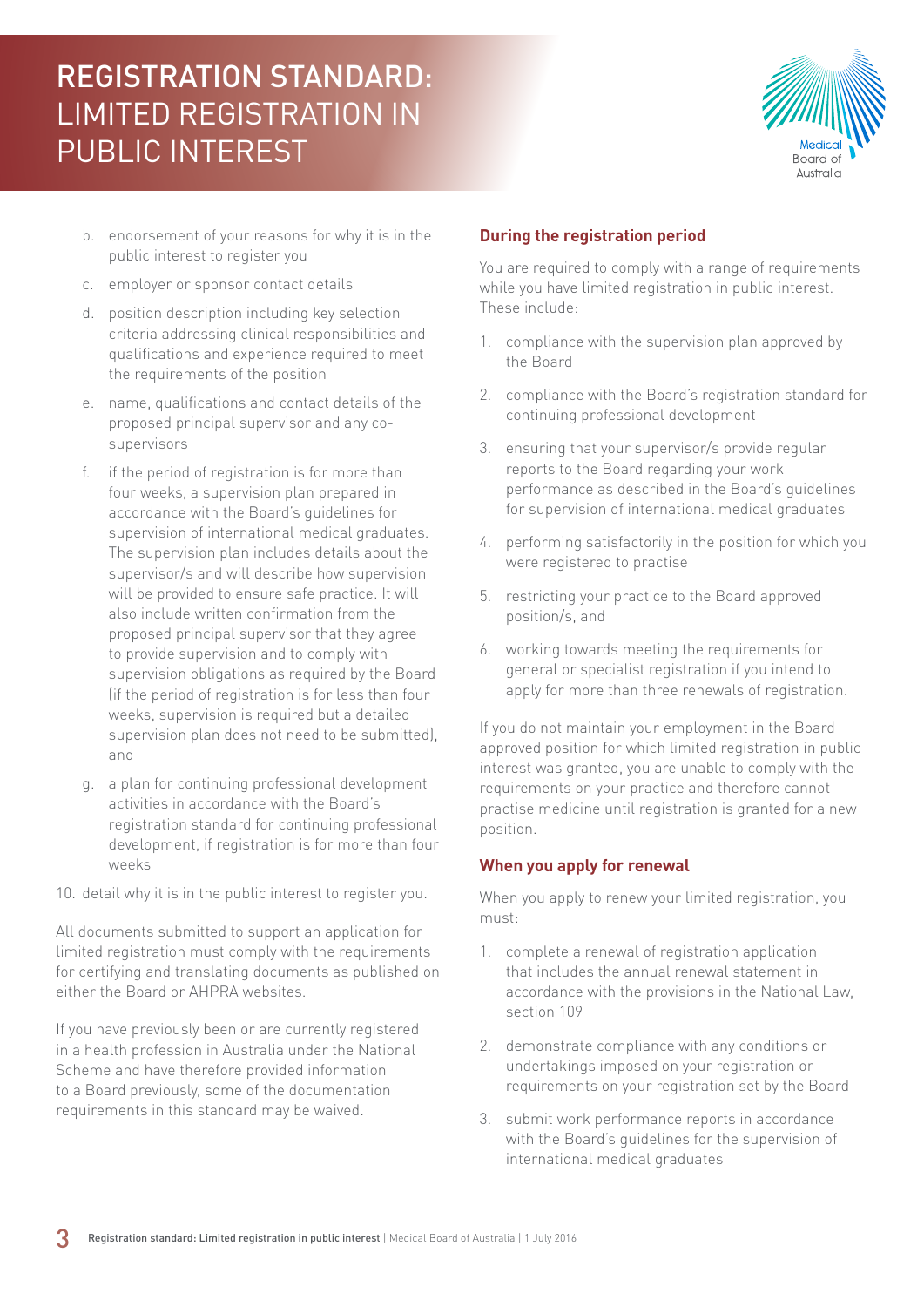b. endorsement of your reasons for why it is in the public interest to register you
c. employer or sponsor contact details
d. position description including key selection criteria addressing clinical responsibilities and qualifications and experience required to meet the requirements of the position
e. name, qualifications and contact details of the proposed principal supervisor and any co-supervisors
f. if the period of registration is for more than four weeks, a supervision plan prepared in accordance with the Board's guidelines for supervision of international medical graduates. The supervision plan includes details about the supervisor/s and will describe how supervision will be provided to ensure safe practice. It will also include written confirmation from the proposed principal supervisor that they agree to provide supervision and to comply with supervision obligations as required by the Board (if the period of registration is for less than four weeks, supervision is required but a detailed supervision plan does not need to be submitted), and
g. a plan for continuing professional development activities in accordance with the Board's registration standard for continuing professional development, if registration is for more than four weeks

10. detail why it is in the public interest to register you.

All documents submitted to support an application for limited registration must comply with the requirements for certifying and translating documents as published on either the Board or AHPRA websites.

If you have previously been or are currently registered in a health profession in Australia under the National Scheme and have therefore provided information to a Board previously, some of the documentation requirements in this standard may be waived.

### During the registration period

You are required to comply with a range of requirements while you have limited registration in public interest. These include:

1. compliance with the supervision plan approved by the Board
2. compliance with the Board's registration standard for continuing professional development
3. ensuring that your supervisor/s provide regular reports to the Board regarding your work performance as described in the Board's guidelines for supervision of international medical graduates
4. performing satisfactorily in the position for which you were registered to practise
5. restricting your practice to the Board approved position/s, and
6. working towards meeting the requirements for general or specialist registration if you intend to apply for more than three renewals of registration.

If you do not maintain your employment in the Board approved position for which limited registration in public interest was granted, you are unable to comply with the requirements on your practice and therefore cannot practise medicine until registration is granted for a new position.

### When you apply for renewal

When you apply to renew your limited registration, you must:

1. complete a renewal of registration application that includes the annual renewal statement in accordance with the provisions in the National Law, section 109
2. demonstrate compliance with any conditions or undertakings imposed on your registration or requirements on your registration set by the Board
3. submit work performance reports in accordance with the Board's guidelines for the supervision of international medical graduates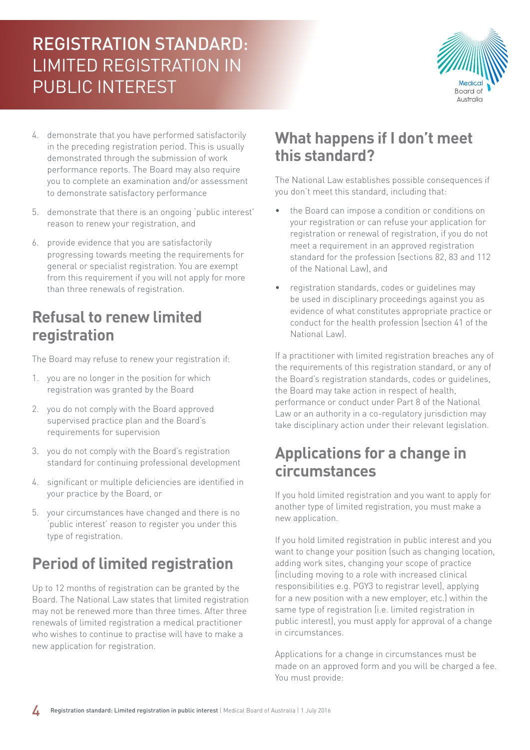4. demonstrate that you have performed satisfactorily in the preceding registration period. This is usually demonstrated through the submission of work performance reports. The Board may also require you to complete an examination and/or assessment to demonstrate satisfactory performance
5. demonstrate that there is an ongoing 'public interest' reason to renew your registration, and
6. provide evidence that you are satisfactorily progressing towards meeting the requirements for general or specialist registration. You are exempt from this requirement if you will not apply for more than three renewals of registration.

## Refusal to renew limited registration

The Board may refuse to renew your registration if:

1. you are no longer in the position for which registration was granted by the Board
2. you do not comply with the Board approved supervised practice plan and the Board's requirements for supervision
3. you do not comply with the Board's registration standard for continuing professional development
4. significant or multiple deficiencies are identified in your practice by the Board, or
5. your circumstances have changed and there is no 'public interest' reason to register you under this type of registration.

## Period of limited registration

Up to 12 months of registration can be granted by the Board. The National Law states that limited registration may not be renewed more than three times. After three renewals of limited registration a medical practitioner who wishes to continue to practise will have to make a new application for registration.

## What happens if I don't meet this standard?

The National Law establishes possible consequences if you don't meet this standard, including that:

- the Board can impose a condition or conditions on your registration or can refuse your application for registration or renewal of registration, if you do not meet a requirement in an approved registration standard for the profession (sections 82, 83 and 112 of the National Law), and
- registration standards, codes or guidelines may be used in disciplinary proceedings against you as evidence of what constitutes appropriate practice or conduct for the health profession (section 41 of the National Law).

If a practitioner with limited registration breaches any of the requirements of this registration standard, or any of the Board's registration standards, codes or guidelines, the Board may take action in respect of health, performance or conduct under Part 8 of the National Law or an authority in a co-regulatory jurisdiction may take disciplinary action under their relevant legislation.

## Applications for a change in circumstances

If you hold limited registration and you want to apply for another type of limited registration, you must make a new application.

If you hold limited registration in public interest and you want to change your position (such as changing location, adding work sites, changing your scope of practice (including moving to a role with increased clinical responsibilities e.g. PGY3 to registrar level), applying for a new position with a new employer, etc.) within the same type of registration (i.e. limited registration in public interest), you must apply for approval of a change in circumstances.

Applications for a change in circumstances must be made on an approved form and you will be charged a fee. You must provide: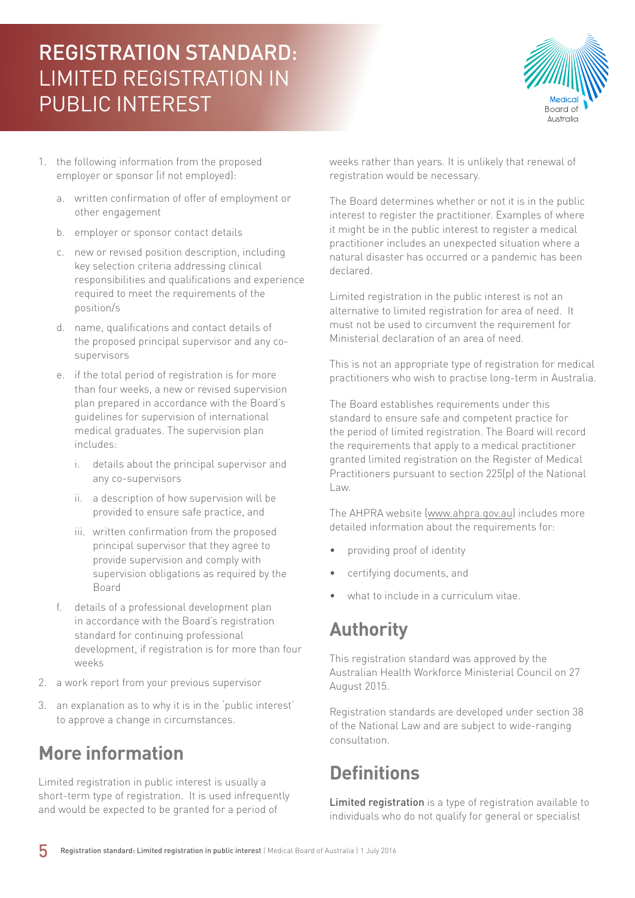1. the following information from the proposed employer or sponsor (if not employed):
    a. written confirmation of offer of employment or other engagement
    b. employer or sponsor contact details
    c. new or revised position description, including key selection criteria addressing clinical responsibilities and qualifications and experience required to meet the requirements of the position/s
    d. name, qualifications and contact details of the proposed principal supervisor and any co-supervisors
    e. if the total period of registration is for more than four weeks, a new or revised supervision plan prepared in accordance with the Board's guidelines for supervision of international medical graduates. The supervision plan includes:
        i. details about the principal supervisor and any co-supervisors
        ii. a description of how supervision will be provided to ensure safe practice, and
        iii. written confirmation from the proposed principal supervisor that they agree to provide supervision and comply with supervision obligations as required by the Board
    f. details of a professional development plan in accordance with the Board's registration standard for continuing professional development, if registration is for more than four weeks
2. a work report from your previous supervisor
3. an explanation as to why it is in the 'public interest' to approve a change in circumstances.

## More information

Limited registration in public interest is usually a short-term type of registration. It is used infrequently and would be expected to be granted for a period of weeks rather than years. It is unlikely that renewal of registration would be necessary.

The Board determines whether or not it is in the public interest to register the practitioner. Examples of where it might be in the public interest to register a medical practitioner includes an unexpected situation where a natural disaster has occurred or a pandemic has been declared.

Limited registration in the public interest is not an alternative to limited registration for area of need. It must not be used to circumvent the requirement for Ministerial declaration of an area of need.

This is not an appropriate type of registration for medical practitioners who wish to practise long-term in Australia.

The Board establishes requirements under this standard to ensure safe and competent practice for the period of limited registration. The Board will record the requirements that apply to a medical practitioner granted limited registration on the Register of Medical Practitioners pursuant to section 225(p) of the National Law.

The AHPRA website (www.ahpra.gov.au) includes more detailed information about the requirements for:

- providing proof of identity
- certifying documents, and
- what to include in a curriculum vitae.

## Authority

This registration standard was approved by the Australian Health Workforce Ministerial Council on 27 August 2015.

Registration standards are developed under section 38 of the National Law and are subject to wide-ranging consultation.

## Definitions

**Limited registration** is a type of registration available to individuals who do not qualify for general or specialist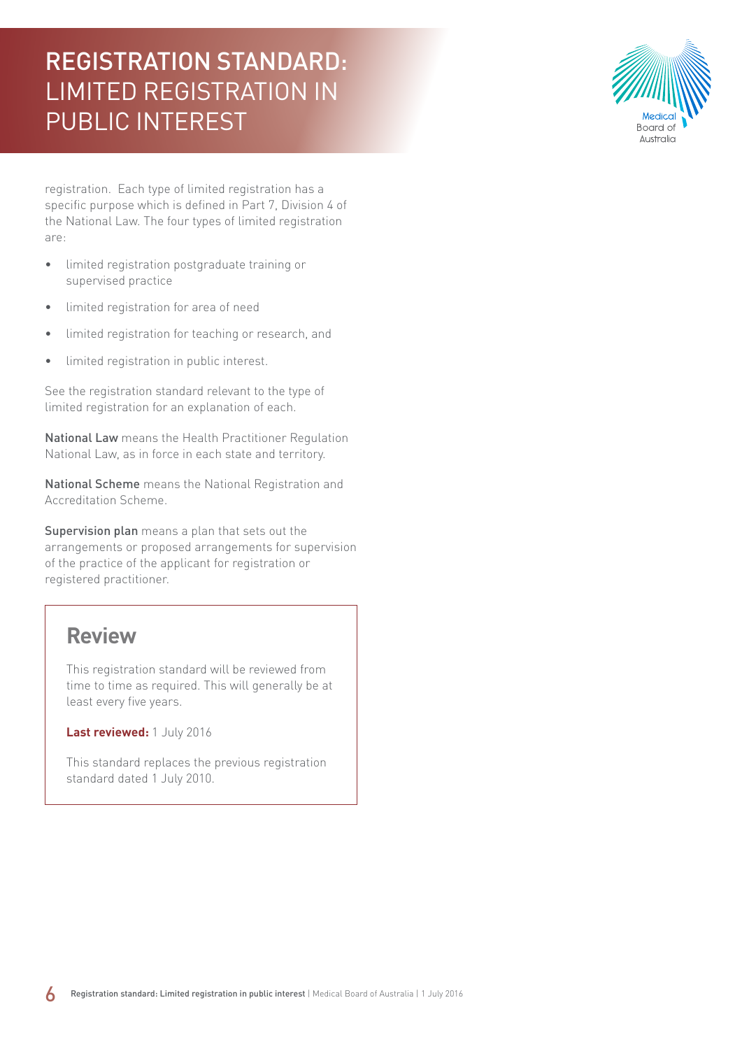registration. Each type of limited registration has a specific purpose which is defined in Part 7, Division 4 of the National Law. The four types of limited registration are:

- limited registration postgraduate training or supervised practice
- limited registration for area of need
- limited registration for teaching or research, and
- limited registration in public interest.

See the registration standard relevant to the type of limited registration for an explanation of each.

**National Law** means the Health Practitioner Regulation National Law, as in force in each state and territory.

**National Scheme** means the National Registration and Accreditation Scheme.

**Supervision plan** means a plan that sets out the arrangements or proposed arrangements for supervision of the practice of the applicant for registration or registered practitioner.

## Review

This registration standard will be reviewed from time to time as required. This will generally be at least every five years.

**Last reviewed:** 1 July 2016

This standard replaces the previous registration standard dated 1 July 2010.